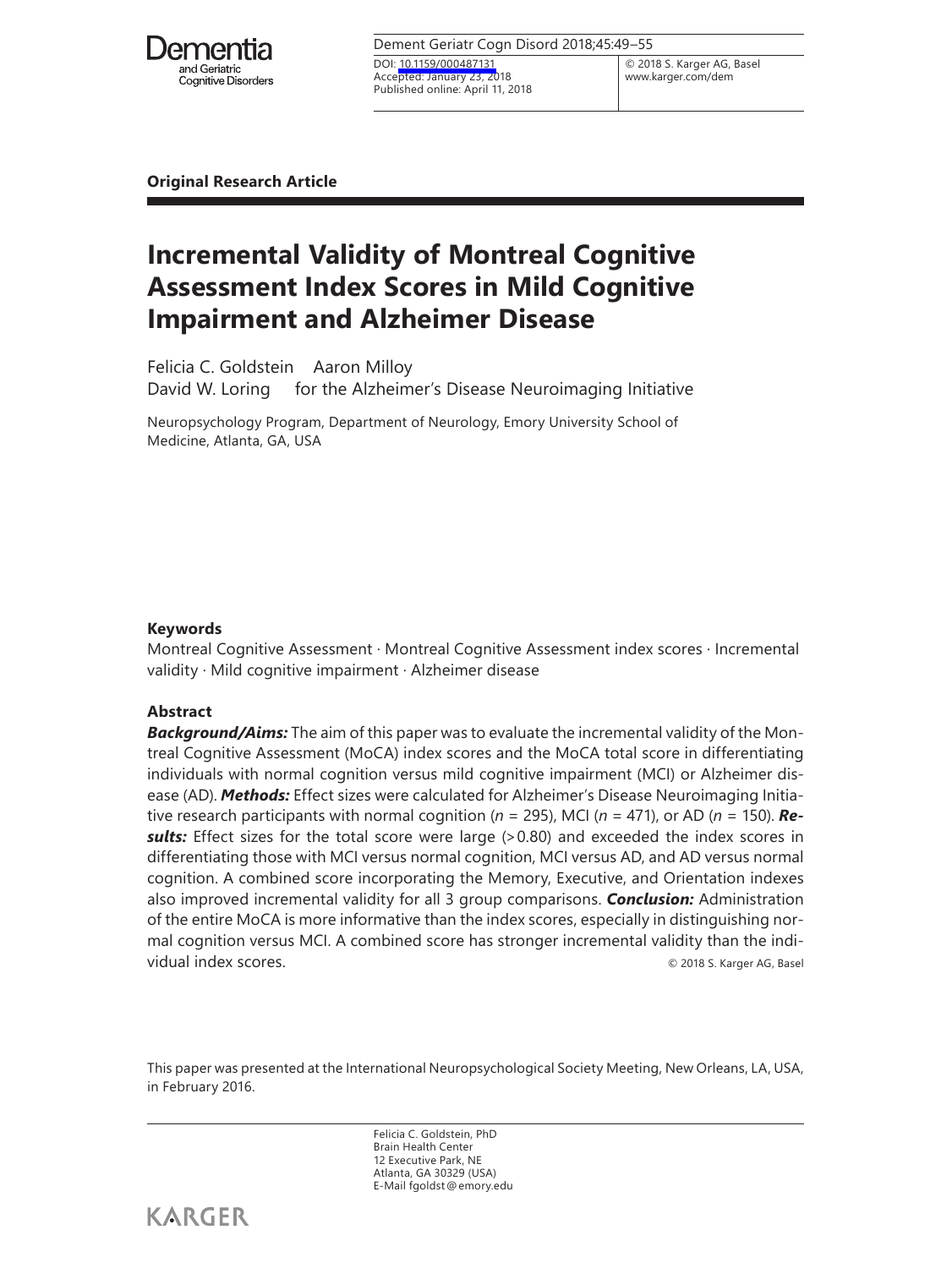**Original Research Article**

# Incremental Validity of Montreal Cognitive Assessment Index Scores in Mild Cognitive Impairment and Alzheimer Disease

Felicia C. Goldstein Aaron Milloy
David W. Loring for the Alzheimer's Disease Neuroimaging Initiative

Neuropsychology Program, Department of Neurology, Emory University School of Medicine, Atlanta, GA, USA

DOI: 10.1159/000487131
Accepted: January 23, 2018
Published online: April 11, 2018

© 2018 S. Karger AG, Basel
www.karger.com/dem

### Keywords

Montreal Cognitive Assessment · Montreal Cognitive Assessment index scores · Incremental validity · Mild cognitive impairment · Alzheimer disease

### Abstract

***Background/Aims:*** The aim of this paper was to evaluate the incremental validity of the Montreal Cognitive Assessment (MoCA) index scores and the MoCA total score in differentiating individuals with normal cognition versus mild cognitive impairment (MCI) or Alzheimer disease (AD). ***Methods:*** Effect sizes were calculated for Alzheimer's Disease Neuroimaging Initiative research participants with normal cognition ($n$ = 295), MCI ($n$ = 471), or AD ($n$ = 150). ***Results:*** Effect sizes for the total score were large (>0.80) and exceeded the index scores in differentiating those with MCI versus normal cognition, MCI versus AD, and AD versus normal cognition. A combined score incorporating the Memory, Executive, and Orientation indexes also improved incremental validity for all 3 group comparisons. ***Conclusion:*** Administration of the entire MoCA is more informative than the index scores, especially in distinguishing normal cognition versus MCI. A combined score has stronger incremental validity than the individual index scores. © 2018 S. Karger AG, Basel

This paper was presented at the International Neuropsychological Society Meeting, New Orleans, LA, USA, in February 2016.

Felicia C. Goldstein, PhD
Brain Health Center
12 Executive Park, NE
Atlanta, GA 30329 (USA)
E-Mail fgoldst@emory.edu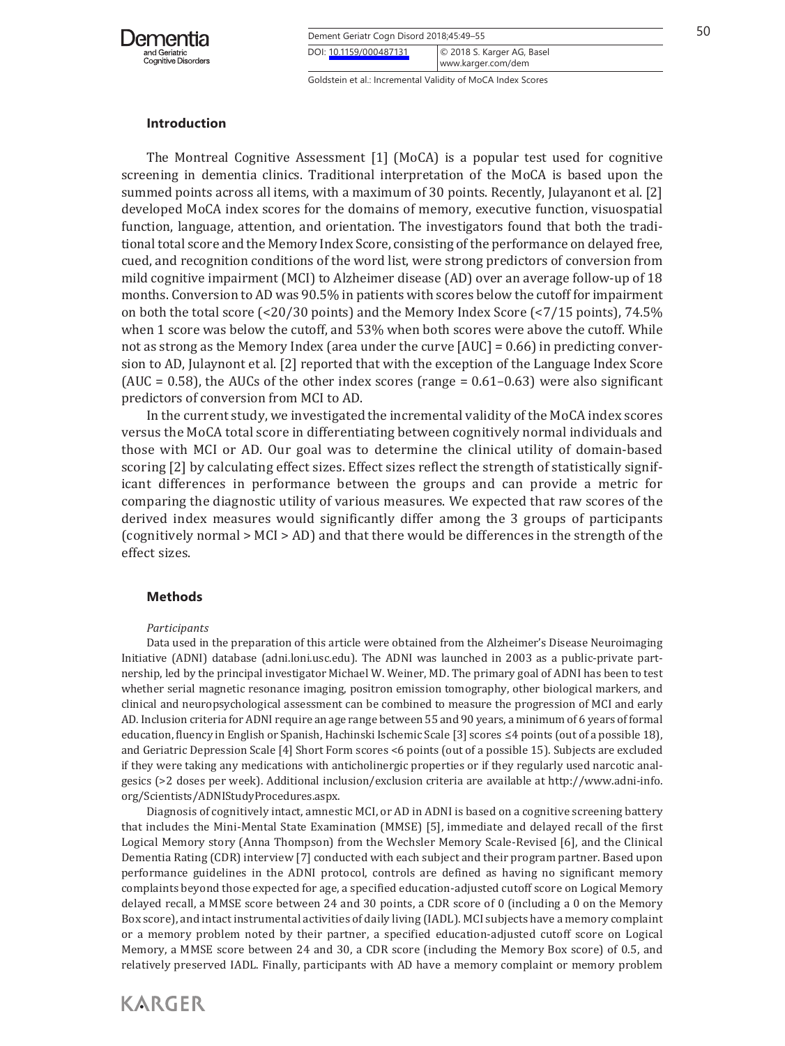## Introduction

The Montreal Cognitive Assessment [1] (MoCA) is a popular test used for cognitive screening in dementia clinics. Traditional interpretation of the MoCA is based upon the summed points across all items, with a maximum of 30 points. Recently, Julayanont et al. [2] developed MoCA index scores for the domains of memory, executive function, visuospatial function, language, attention, and orientation. The investigators found that both the traditional total score and the Memory Index Score, consisting of the performance on delayed free, cued, and recognition conditions of the word list, were strong predictors of conversion from mild cognitive impairment (MCI) to Alzheimer disease (AD) over an average follow-up of 18 months. Conversion to AD was 90.5% in patients with scores below the cutoff for impairment on both the total score (<20/30 points) and the Memory Index Score (<7/15 points), 74.5% when 1 score was below the cutoff, and 53% when both scores were above the cutoff. While not as strong as the Memory Index (area under the curve [AUC] = 0.66) in predicting conversion to AD, Julaynont et al. [2] reported that with the exception of the Language Index Score (AUC = 0.58), the AUCs of the other index scores (range = 0.61–0.63) were also significant predictors of conversion from MCI to AD.

In the current study, we investigated the incremental validity of the MoCA index scores versus the MoCA total score in differentiating between cognitively normal individuals and those with MCI or AD. Our goal was to determine the clinical utility of domain-based scoring [2] by calculating effect sizes. Effect sizes reflect the strength of statistically significant differences in performance between the groups and can provide a metric for comparing the diagnostic utility of various measures. We expected that raw scores of the derived index measures would significantly differ among the 3 groups of participants (cognitively normal > MCI > AD) and that there would be differences in the strength of the effect sizes.

## Methods

*Participants*

Data used in the preparation of this article were obtained from the Alzheimer's Disease Neuroimaging Initiative (ADNI) database (adni.loni.usc.edu). The ADNI was launched in 2003 as a public-private partnership, led by the principal investigator Michael W. Weiner, MD. The primary goal of ADNI has been to test whether serial magnetic resonance imaging, positron emission tomography, other biological markers, and clinical and neuropsychological assessment can be combined to measure the progression of MCI and early AD. Inclusion criteria for ADNI require an age range between 55 and 90 years, a minimum of 6 years of formal education, fluency in English or Spanish, Hachinski Ischemic Scale [3] scores ≤4 points (out of a possible 18), and Geriatric Depression Scale [4] Short Form scores <6 points (out of a possible 15). Subjects are excluded if they were taking any medications with anticholinergic properties or if they regularly used narcotic analgesics (>2 doses per week). Additional inclusion/exclusion criteria are available at http://www.adni-info.org/Scientists/ADNIStudyProcedures.aspx.

Diagnosis of cognitively intact, amnestic MCI, or AD in ADNI is based on a cognitive screening battery that includes the Mini-Mental State Examination (MMSE) [5], immediate and delayed recall of the first Logical Memory story (Anna Thompson) from the Wechsler Memory Scale-Revised [6], and the Clinical Dementia Rating (CDR) interview [7] conducted with each subject and their program partner. Based upon performance guidelines in the ADNI protocol, controls are defined as having no significant memory complaints beyond those expected for age, a specified education-adjusted cutoff score on Logical Memory delayed recall, a MMSE score between 24 and 30 points, a CDR score of 0 (including a 0 on the Memory Box score), and intact instrumental activities of daily living (IADL). MCI subjects have a memory complaint or a memory problem noted by their partner, a specified education-adjusted cutoff score on Logical Memory, a MMSE score between 24 and 30, a CDR score (including the Memory Box score) of 0.5, and relatively preserved IADL. Finally, participants with AD have a memory complaint or memory problem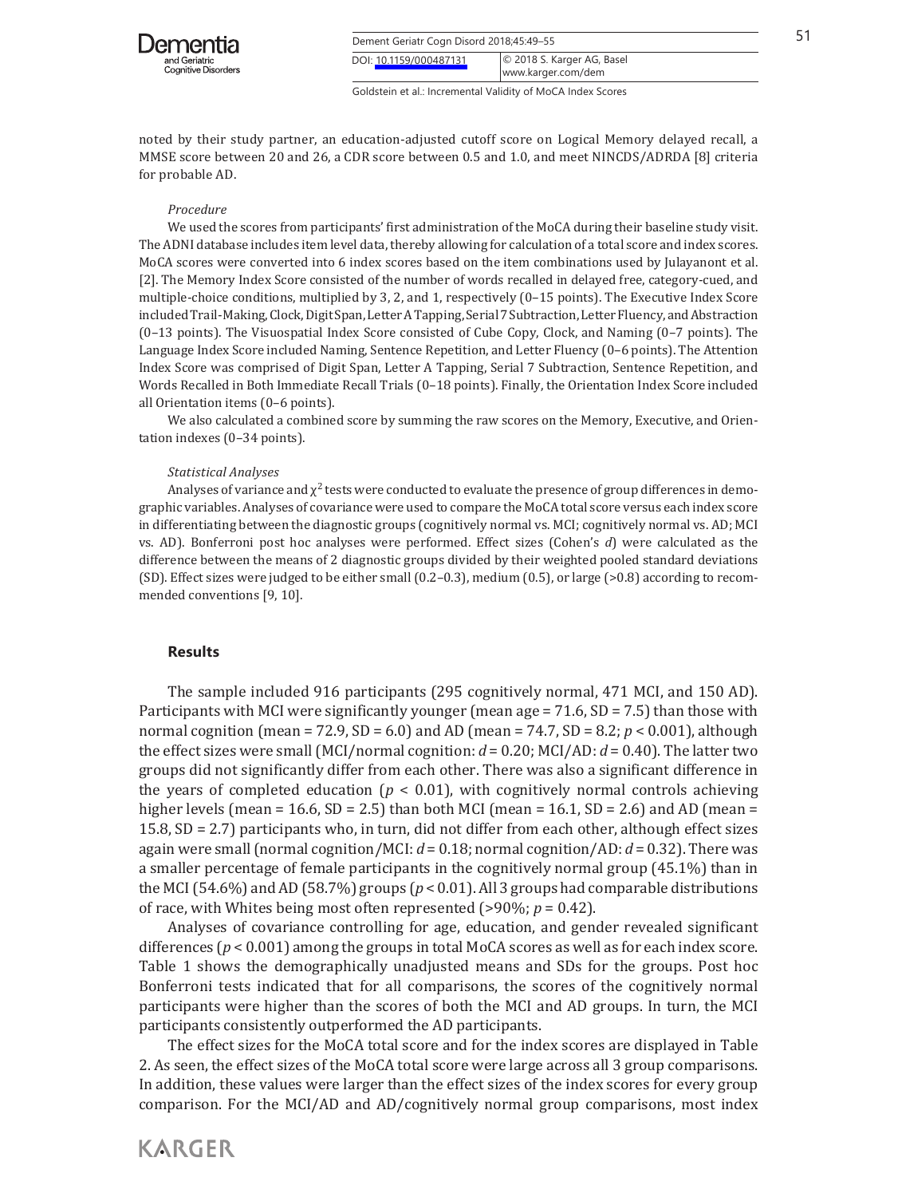noted by their study partner, an education-adjusted cutoff score on Logical Memory delayed recall, a MMSE score between 20 and 26, a CDR score between 0.5 and 1.0, and meet NINCDS/ADRDA [8] criteria for probable AD.

*Procedure*

We used the scores from participants' first administration of the MoCA during their baseline study visit. The ADNI database includes item level data, thereby allowing for calculation of a total score and index scores. MoCA scores were converted into 6 index scores based on the item combinations used by Julayanont et al. [2]. The Memory Index Score consisted of the number of words recalled in delayed free, category-cued, and multiple-choice conditions, multiplied by 3, 2, and 1, respectively (0–15 points). The Executive Index Score included Trail-Making, Clock, Digit Span, Letter A Tapping, Serial 7 Subtraction, Letter Fluency, and Abstraction (0–13 points). The Visuospatial Index Score consisted of Cube Copy, Clock, and Naming (0–7 points). The Language Index Score included Naming, Sentence Repetition, and Letter Fluency (0–6 points). The Attention Index Score was comprised of Digit Span, Letter A Tapping, Serial 7 Subtraction, Sentence Repetition, and Words Recalled in Both Immediate Recall Trials (0–18 points). Finally, the Orientation Index Score included all Orientation items (0–6 points).

We also calculated a combined score by summing the raw scores on the Memory, Executive, and Orientation indexes (0–34 points).

*Statistical Analyses*

Analyses of variance and $\chi^2$ tests were conducted to evaluate the presence of group differences in demographic variables. Analyses of covariance were used to compare the MoCA total score versus each index score in differentiating between the diagnostic groups (cognitively normal vs. MCI; cognitively normal vs. AD; MCI vs. AD). Bonferroni post hoc analyses were performed. Effect sizes (Cohen's $d$) were calculated as the difference between the means of 2 diagnostic groups divided by their weighted pooled standard deviations (SD). Effect sizes were judged to be either small (0.2–0.3), medium (0.5), or large (>0.8) according to recommended conventions [9, 10].

## Results

The sample included 916 participants (295 cognitively normal, 471 MCI, and 150 AD). Participants with MCI were significantly younger (mean age = 71.6, SD = 7.5) than those with normal cognition (mean = 72.9, SD = 6.0) and AD (mean = 74.7, SD = 8.2; $p < 0.001$), although the effect sizes were small (MCI/normal cognition: $d = 0.20$; MCI/AD: $d = 0.40$). The latter two groups did not significantly differ from each other. There was also a significant difference in the years of completed education ($p < 0.01$), with cognitively normal controls achieving higher levels (mean = 16.6, SD = 2.5) than both MCI (mean = 16.1, SD = 2.6) and AD (mean = 15.8, SD = 2.7) participants who, in turn, did not differ from each other, although effect sizes again were small (normal cognition/MCI: $d = 0.18$; normal cognition/AD: $d = 0.32$). There was a smaller percentage of female participants in the cognitively normal group (45.1%) than in the MCI (54.6%) and AD (58.7%) groups ($p < 0.01$). All 3 groups had comparable distributions of race, with Whites being most often represented (>90%; $p = 0.42$).

Analyses of covariance controlling for age, education, and gender revealed significant differences ($p < 0.001$) among the groups in total MoCA scores as well as for each index score. Table 1 shows the demographically unadjusted means and SDs for the groups. Post hoc Bonferroni tests indicated that for all comparisons, the scores of the cognitively normal participants were higher than the scores of both the MCI and AD groups. In turn, the MCI participants consistently outperformed the AD participants.

The effect sizes for the MoCA total score and for the index scores are displayed in Table 2. As seen, the effect sizes of the MoCA total score were large across all 3 group comparisons. In addition, these values were larger than the effect sizes of the index scores for every group comparison. For the MCI/AD and AD/cognitively normal group comparisons, most index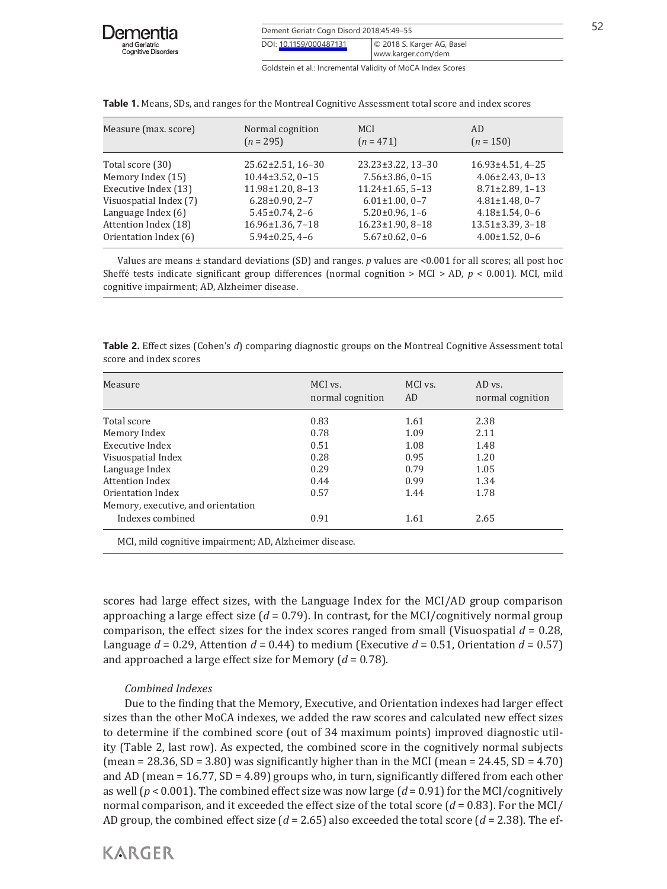**Table 1.** Means, SDs, and ranges for the Montreal Cognitive Assessment total score and index scores

| Measure (max. score) | Normal cognition ($n$ = 295) | MCI ($n$ = 471) | AD ($n$ = 150) |
|---|---|---|---|
| Total score (30) | 25.62±2.51, 16–30 | 23.23±3.22, 13–30 | 16.93±4.51, 4–25 |
| Memory Index (15) | 10.44±3.52, 0–15 | 7.56±3.86, 0–15 | 4.06±2.43, 0–13 |
| Executive Index (13) | 11.98±1.20, 8–13 | 11.24±1.65, 5–13 | 8.71±2.89, 1–13 |
| Visuospatial Index (7) | 6.28±0.90, 2–7 | 6.01±1.00, 0–7 | 4.81±1.48, 0–7 |
| Language Index (6) | 5.45±0.74, 2–6 | 5.20±0.96, 1–6 | 4.18±1.54, 0–6 |
| Attention Index (18) | 16.96±1.36, 7–18 | 16.23±1.90, 8–18 | 13.51±3.39, 3–18 |
| Orientation Index (6) | 5.94±0.25, 4–6 | 5.67±0.62, 0–6 | 4.00±1.52, 0–6 |

Values are means ± standard deviations (SD) and ranges. $p$ values are <0.001 for all scores; all post hoc Sheffé tests indicate significant group differences (normal cognition > MCI > AD, $p$ < 0.001). MCI, mild cognitive impairment; AD, Alzheimer disease.

**Table 2.** Effect sizes (Cohen's $d$) comparing diagnostic groups on the Montreal Cognitive Assessment total score and index scores

| Measure | MCI vs. normal cognition | MCI vs. AD | AD vs. normal cognition |
|---|---|---|---|
| Total score | 0.83 | 1.61 | 2.38 |
| Memory Index | 0.78 | 1.09 | 2.11 |
| Executive Index | 0.51 | 1.08 | 1.48 |
| Visuospatial Index | 0.28 | 0.95 | 1.20 |
| Language Index | 0.29 | 0.79 | 1.05 |
| Attention Index | 0.44 | 0.99 | 1.34 |
| Orientation Index | 0.57 | 1.44 | 1.78 |
| Memory, executive, and orientation Indexes combined | 0.91 | 1.61 | 2.65 |

MCI, mild cognitive impairment; AD, Alzheimer disease.

scores had large effect sizes, with the Language Index for the MCI/AD group comparison approaching a large effect size ($d$ = 0.79). In contrast, for the MCI/cognitively normal group comparison, the effect sizes for the index scores ranged from small (Visuospatial $d$ = 0.28, Language $d$ = 0.29, Attention $d$ = 0.44) to medium (Executive $d$ = 0.51, Orientation $d$ = 0.57) and approached a large effect size for Memory ($d$ = 0.78).

*Combined Indexes*

Due to the finding that the Memory, Executive, and Orientation indexes had larger effect sizes than the other MoCA indexes, we added the raw scores and calculated new effect sizes to determine if the combined score (out of 34 maximum points) improved diagnostic utility (Table 2, last row). As expected, the combined score in the cognitively normal subjects (mean = 28.36, SD = 3.80) was significantly higher than in the MCI (mean = 24.45, SD = 4.70) and AD (mean = 16.77, SD = 4.89) groups who, in turn, significantly differed from each other as well ($p$ < 0.001). The combined effect size was now large ($d$ = 0.91) for the MCI/cognitively normal comparison, and it exceeded the effect size of the total score ($d$ = 0.83). For the MCI/AD group, the combined effect size ($d$ = 2.65) also exceeded the total score ($d$ = 2.38). The ef-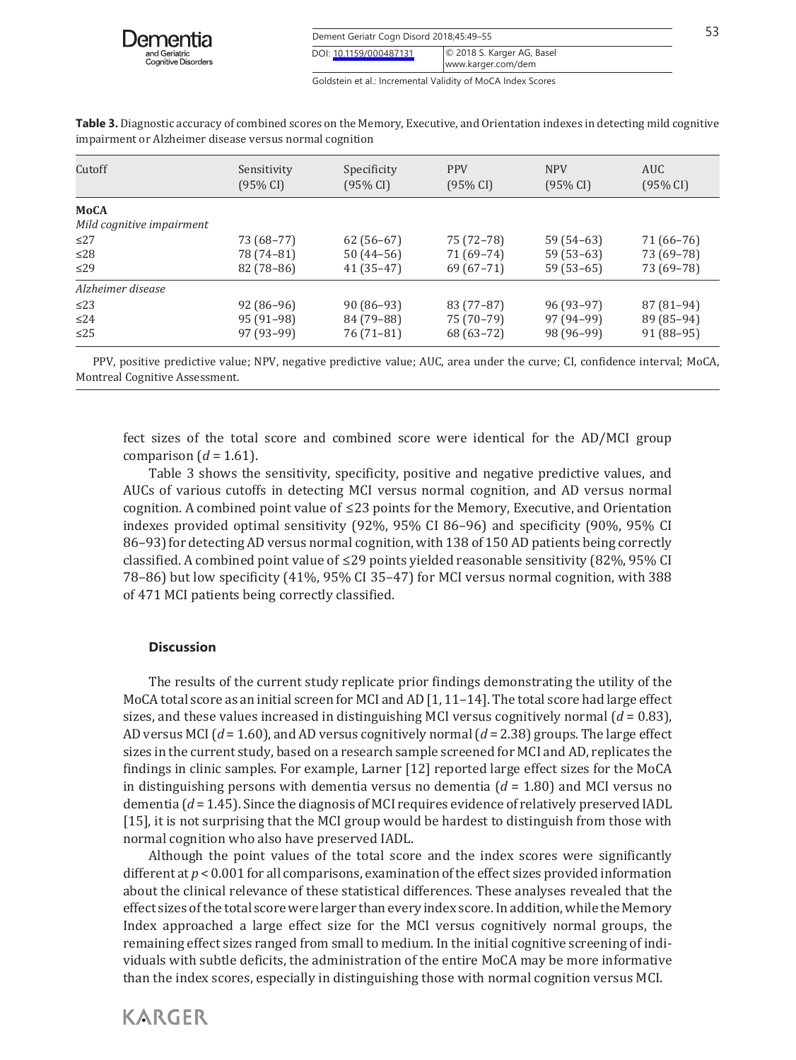**Table 3.** Diagnostic accuracy of combined scores on the Memory, Executive, and Orientation indexes in detecting mild cognitive impairment or Alzheimer disease versus normal cognition

| Cutoff | Sensitivity (95% CI) | Specificity (95% CI) | PPV (95% CI) | NPV (95% CI) | AUC (95% CI) |
|---|---|---|---|---|---|
| **MoCA** | | | | | |
| *Mild cognitive impairment* | | | | | |
| ≤27 | 73 (68–77) | 62 (56–67) | 75 (72–78) | 59 (54–63) | 71 (66–76) |
| ≤28 | 78 (74–81) | 50 (44–56) | 71 (69–74) | 59 (53–63) | 73 (69–78) |
| ≤29 | 82 (78–86) | 41 (35–47) | 69 (67–71) | 59 (53–65) | 73 (69–78) |
| *Alzheimer disease* | | | | | |
| ≤23 | 92 (86–96) | 90 (86–93) | 83 (77–87) | 96 (93–97) | 87 (81–94) |
| ≤24 | 95 (91–98) | 84 (79–88) | 75 (70–79) | 97 (94–99) | 89 (85–94) |
| ≤25 | 97 (93–99) | 76 (71–81) | 68 (63–72) | 98 (96–99) | 91 (88–95) |

PPV, positive predictive value; NPV, negative predictive value; AUC, area under the curve; CI, confidence interval; MoCA, Montreal Cognitive Assessment.

fect sizes of the total score and combined score were identical for the AD/MCI group comparison ($d$ = 1.61).

Table 3 shows the sensitivity, specificity, positive and negative predictive values, and AUCs of various cutoffs in detecting MCI versus normal cognition, and AD versus normal cognition. A combined point value of ≤23 points for the Memory, Executive, and Orientation indexes provided optimal sensitivity (92%, 95% CI 86–96) and specificity (90%, 95% CI 86–93) for detecting AD versus normal cognition, with 138 of 150 AD patients being correctly classified. A combined point value of ≤29 points yielded reasonable sensitivity (82%, 95% CI 78–86) but low specificity (41%, 95% CI 35–47) for MCI versus normal cognition, with 388 of 471 MCI patients being correctly classified.

## Discussion

The results of the current study replicate prior findings demonstrating the utility of the MoCA total score as an initial screen for MCI and AD [1, 11–14]. The total score had large effect sizes, and these values increased in distinguishing MCI versus cognitively normal ($d$ = 0.83), AD versus MCI ($d$ = 1.60), and AD versus cognitively normal ($d$ = 2.38) groups. The large effect sizes in the current study, based on a research sample screened for MCI and AD, replicates the findings in clinic samples. For example, Larner [12] reported large effect sizes for the MoCA in distinguishing persons with dementia versus no dementia ($d$ = 1.80) and MCI versus no dementia ($d$ = 1.45). Since the diagnosis of MCI requires evidence of relatively preserved IADL [15], it is not surprising that the MCI group would be hardest to distinguish from those with normal cognition who also have preserved IADL.

Although the point values of the total score and the index scores were significantly different at $p < 0.001$ for all comparisons, examination of the effect sizes provided information about the clinical relevance of these statistical differences. These analyses revealed that the effect sizes of the total score were larger than every index score. In addition, while the Memory Index approached a large effect size for the MCI versus cognitively normal groups, the remaining effect sizes ranged from small to medium. In the initial cognitive screening of individuals with subtle deficits, the administration of the entire MoCA may be more informative than the index scores, especially in distinguishing those with normal cognition versus MCI.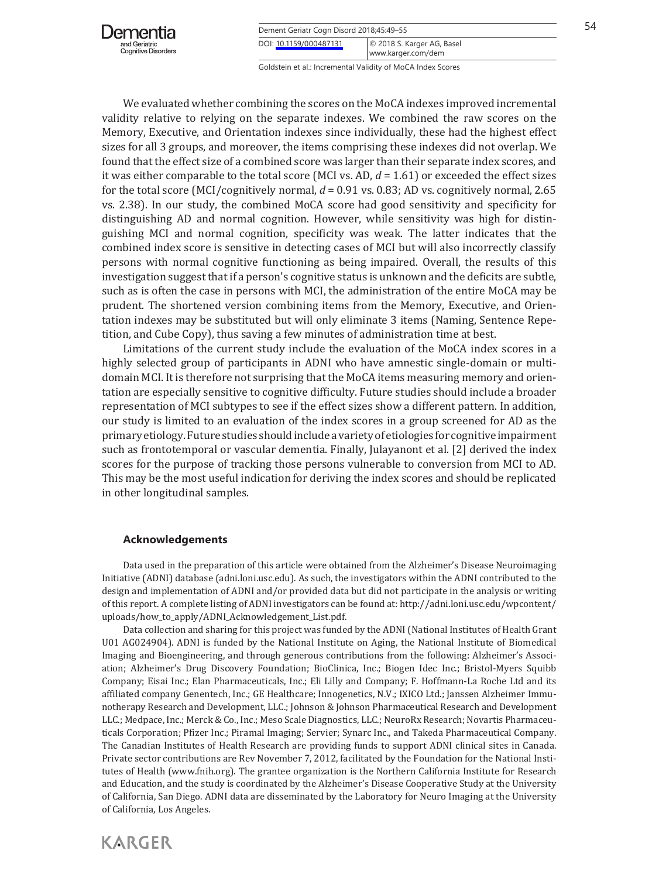We evaluated whether combining the scores on the MoCA indexes improved incremental validity relative to relying on the separate indexes. We combined the raw scores on the Memory, Executive, and Orientation indexes since individually, these had the highest effect sizes for all 3 groups, and moreover, the items comprising these indexes did not overlap. We found that the effect size of a combined score was larger than their separate index scores, and it was either comparable to the total score (MCI vs. AD, $d = 1.61$) or exceeded the effect sizes for the total score (MCI/cognitively normal, $d = 0.91$ vs. 0.83; AD vs. cognitively normal, 2.65 vs. 2.38). In our study, the combined MoCA score had good sensitivity and specificity for distinguishing AD and normal cognition. However, while sensitivity was high for distinguishing MCI and normal cognition, specificity was weak. The latter indicates that the combined index score is sensitive in detecting cases of MCI but will also incorrectly classify persons with normal cognitive functioning as being impaired. Overall, the results of this investigation suggest that if a person's cognitive status is unknown and the deficits are subtle, such as is often the case in persons with MCI, the administration of the entire MoCA may be prudent. The shortened version combining items from the Memory, Executive, and Orientation indexes may be substituted but will only eliminate 3 items (Naming, Sentence Repetition, and Cube Copy), thus saving a few minutes of administration time at best.

Limitations of the current study include the evaluation of the MoCA index scores in a highly selected group of participants in ADNI who have amnestic single-domain or multi-domain MCI. It is therefore not surprising that the MoCA items measuring memory and orientation are especially sensitive to cognitive difficulty. Future studies should include a broader representation of MCI subtypes to see if the effect sizes show a different pattern. In addition, our study is limited to an evaluation of the index scores in a group screened for AD as the primary etiology. Future studies should include a variety of etiologies for cognitive impairment such as frontotemporal or vascular dementia. Finally, Julayanont et al. [2] derived the index scores for the purpose of tracking those persons vulnerable to conversion from MCI to AD. This may be the most useful indication for deriving the index scores and should be replicated in other longitudinal samples.

## Acknowledgements

Data used in the preparation of this article were obtained from the Alzheimer's Disease Neuroimaging Initiative (ADNI) database (adni.loni.usc.edu). As such, the investigators within the ADNI contributed to the design and implementation of ADNI and/or provided data but did not participate in the analysis or writing of this report. A complete listing of ADNI investigators can be found at: http://adni.loni.usc.edu/wpcontent/uploads/how_to_apply/ADNI_Acknowledgement_List.pdf.

Data collection and sharing for this project was funded by the ADNI (National Institutes of Health Grant U01 AG024904). ADNI is funded by the National Institute on Aging, the National Institute of Biomedical Imaging and Bioengineering, and through generous contributions from the following: Alzheimer's Association; Alzheimer's Drug Discovery Foundation; BioClinica, Inc.; Biogen Idec Inc.; Bristol-Myers Squibb Company; Eisai Inc.; Elan Pharmaceuticals, Inc.; Eli Lilly and Company; F. Hoffmann-La Roche Ltd and its affiliated company Genentech, Inc.; GE Healthcare; Innogenetics, N.V.; IXICO Ltd.; Janssen Alzheimer Immunotherapy Research and Development, LLC.; Johnson & Johnson Pharmaceutical Research and Development LLC.; Medpace, Inc.; Merck & Co., Inc.; Meso Scale Diagnostics, LLC.; NeuroRx Research; Novartis Pharmaceuticals Corporation; Pfizer Inc.; Piramal Imaging; Servier; Synarc Inc., and Takeda Pharmaceutical Company. The Canadian Institutes of Health Research are providing funds to support ADNI clinical sites in Canada. Private sector contributions are Rev November 7, 2012, facilitated by the Foundation for the National Institutes of Health (www.fnih.org). The grantee organization is the Northern California Institute for Research and Education, and the study is coordinated by the Alzheimer's Disease Cooperative Study at the University of California, San Diego. ADNI data are disseminated by the Laboratory for Neuro Imaging at the University of California, Los Angeles.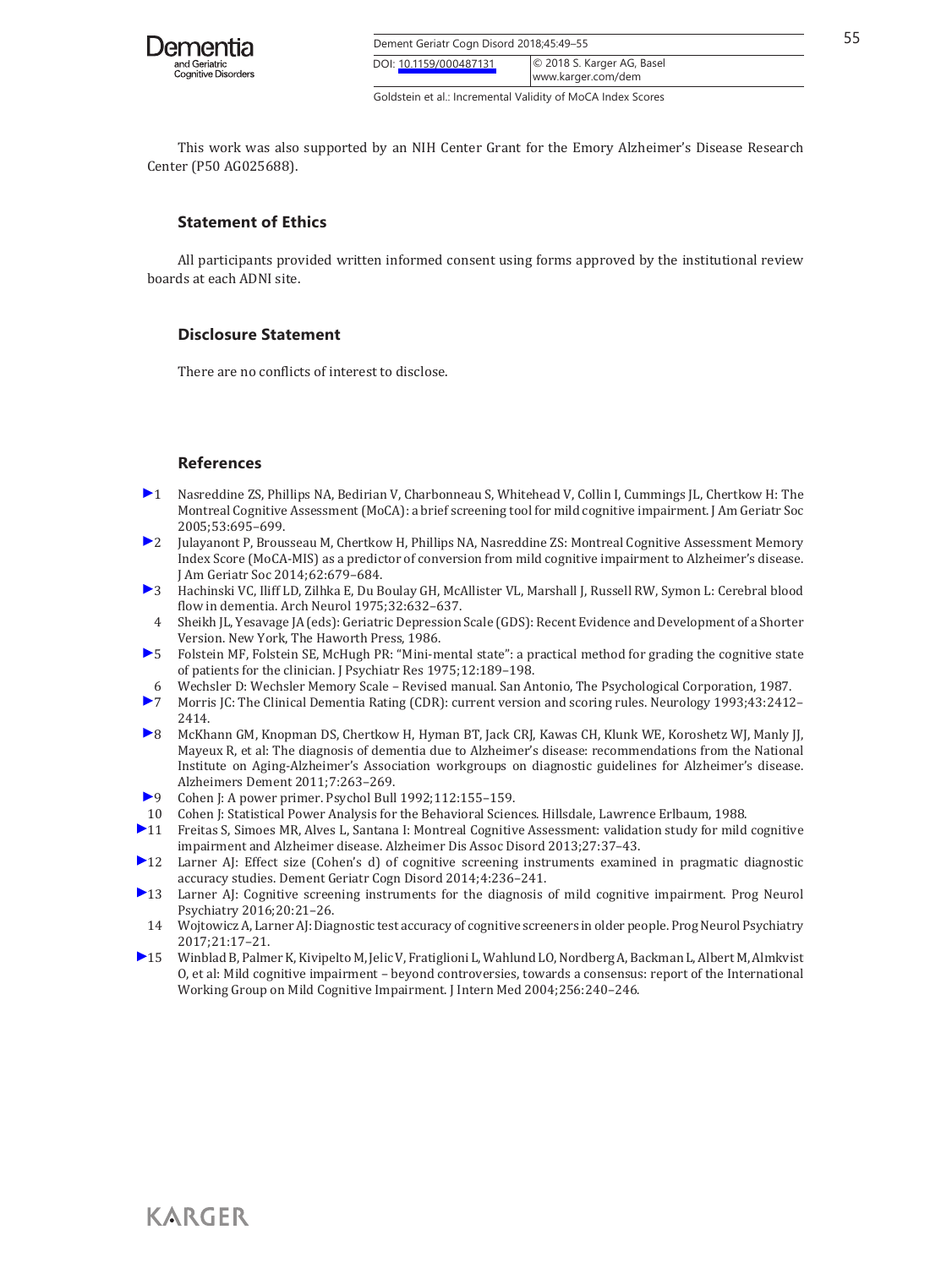This work was also supported by an NIH Center Grant for the Emory Alzheimer's Disease Research Center (P50 AG025688).

## Statement of Ethics

All participants provided written informed consent using forms approved by the institutional review boards at each ADNI site.

## Disclosure Statement

There are no conflicts of interest to disclose.

## References

1. Nasreddine ZS, Phillips NA, Bedirian V, Charbonneau S, Whitehead V, Collin I, Cummings JL, Chertkow H: The Montreal Cognitive Assessment (MoCA): a brief screening tool for mild cognitive impairment. J Am Geriatr Soc 2005;53:695–699.
2. Julayanont P, Brousseau M, Chertkow H, Phillips NA, Nasreddine ZS: Montreal Cognitive Assessment Memory Index Score (MoCA-MIS) as a predictor of conversion from mild cognitive impairment to Alzheimer's disease. J Am Geriatr Soc 2014;62:679–684.
3. Hachinski VC, Iliff LD, Zilhka E, Du Boulay GH, McAllister VL, Marshall J, Russell RW, Symon L: Cerebral blood flow in dementia. Arch Neurol 1975;32:632–637.
4. Sheikh JL, Yesavage JA (eds): Geriatric Depression Scale (GDS): Recent Evidence and Development of a Shorter Version. New York, The Haworth Press, 1986.
5. Folstein MF, Folstein SE, McHugh PR: "Mini-mental state": a practical method for grading the cognitive state of patients for the clinician. J Psychiatr Res 1975;12:189–198.
6. Wechsler D: Wechsler Memory Scale – Revised manual. San Antonio, The Psychological Corporation, 1987.
7. Morris JC: The Clinical Dementia Rating (CDR): current version and scoring rules. Neurology 1993;43:2412–2414.
8. McKhann GM, Knopman DS, Chertkow H, Hyman BT, Jack CRJ, Kawas CH, Klunk WE, Koroshetz WJ, Manly JJ, Mayeux R, et al: The diagnosis of dementia due to Alzheimer's disease: recommendations from the National Institute on Aging-Alzheimer's Association workgroups on diagnostic guidelines for Alzheimer's disease. Alzheimers Dement 2011;7:263–269.
9. Cohen J: A power primer. Psychol Bull 1992;112:155–159.
10. Cohen J: Statistical Power Analysis for the Behavioral Sciences. Hillsdale, Lawrence Erlbaum, 1988.
11. Freitas S, Simoes MR, Alves L, Santana I: Montreal Cognitive Assessment: validation study for mild cognitive impairment and Alzheimer disease. Alzheimer Dis Assoc Disord 2013;27:37–43.
12. Larner AJ: Effect size (Cohen's d) of cognitive screening instruments examined in pragmatic diagnostic accuracy studies. Dement Geriatr Cogn Disord 2014;4:236–241.
13. Larner AJ: Cognitive screening instruments for the diagnosis of mild cognitive impairment. Prog Neurol Psychiatry 2016;20:21–26.
14. Wojtowicz A, Larner AJ: Diagnostic test accuracy of cognitive screeners in older people. Prog Neurol Psychiatry 2017;21:17–21.
15. Winblad B, Palmer K, Kivipelto M, Jelic V, Fratiglioni L, Wahlund LO, Nordberg A, Backman L, Albert M, Almkvist O, et al: Mild cognitive impairment – beyond controversies, towards a consensus: report of the International Working Group on Mild Cognitive Impairment. J Intern Med 2004;256:240–246.